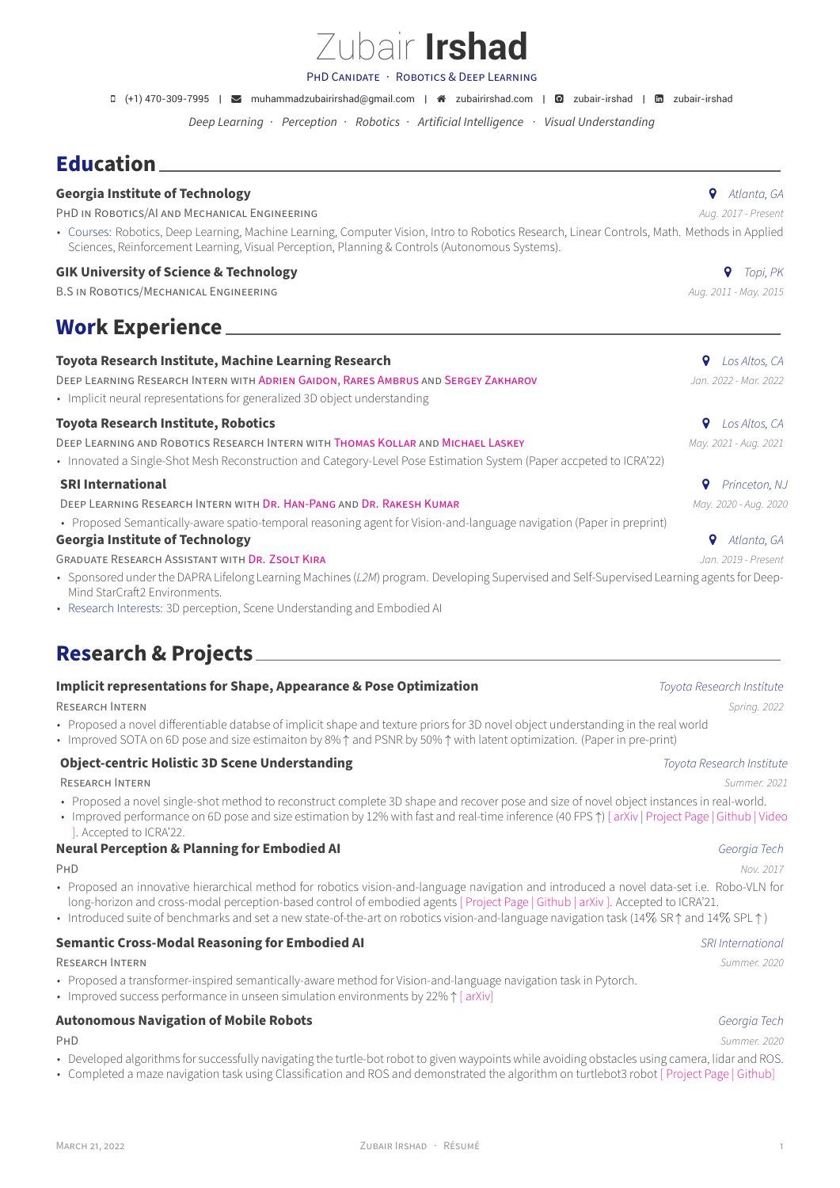# Zubair **Irshad**

PhD Canidate · Robotics & Deep Learning

(+1) 470-309-7995 | muhammadzubairirshad@gmail.com | zubairirshad.com | zubair-irshad | zubair-irshad

*Deep Learning · Perception · Robotics · Artificial Intelligence · Visual Understanding*

## Education

**Georgia Institute of Technology** — *Atlanta, GA*

PhD in Robotics/AI and Mechanical Engineering — *Aug. 2017 - Present*

- Courses: Robotics, Deep Learning, Machine Learning, Computer Vision, Intro to Robotics Research, Linear Controls, Math. Methods in Applied Sciences, Reinforcement Learning, Visual Perception, Planning & Controls (Autonomous Systems).

**GIK University of Science & Technology** — *Topi, PK*

B.S in Robotics/Mechanical Engineering — *Aug. 2011 - May. 2015*

## Work Experience

**Toyota Research Institute, Machine Learning Research** — *Los Altos, CA*

Deep Learning Research Intern with Adrien Gaidon, Rares Ambrus and Sergey Zakharov — *Jan. 2022 - Mar. 2022*

- Implicit neural representations for generalized 3D object understanding

**Toyota Research Institute, Robotics** — *Los Altos, CA*

Deep Learning and Robotics Research Intern with Thomas Kollar and Michael Laskey — *May. 2021 - Aug. 2021*

- Innovated a Single-Shot Mesh Reconstruction and Category-Level Pose Estimation System (Paper accpeted to ICRA'22)

**SRI International** — *Princeton, NJ*

Deep Learning Research Intern with Dr. Han-Pang and Dr. Rakesh Kumar — *May. 2020 - Aug. 2020*

- Proposed Semantically-aware spatio-temporal reasoning agent for Vision-and-language navigation (Paper in preprint)

**Georgia Institute of Technology** — *Atlanta, GA*

Graduate Research Assistant with Dr. Zsolt Kira — *Jan. 2019 - Present*

- Sponsored under the DAPRA Lifelong Learning Machines (*L2M*) program. Developing Supervised and Self-Supervised Learning agents for Deep-Mind StarCraft2 Environments.
- Research Interests: 3D perception, Scene Understanding and Embodied AI

## Research & Projects

**Implicit representations for Shape, Appearance & Pose Optimization** — *Toyota Research Institute*

Research Intern — *Spring. 2022*

- Proposed a novel differentiable databse of implicit shape and texture priors for 3D novel object understanding in the real world
- Improved SOTA on 6D pose and size estimaiton by 8% ↑ and PSNR by 50% ↑ with latent optimization. (Paper in pre-print)

**Object-centric Holistic 3D Scene Understanding** — *Toyota Research Institute*

Research Intern — *Summer. 2021*

- Proposed a novel single-shot method to reconstruct complete 3D shape and recover pose and size of novel object instances in real-world.
- Improved performance on 6D pose and size estimation by 12% with fast and real-time inference (40 FPS ↑) [ arXiv | Project Page | Github | Video ]. Accepted to ICRA'22.

**Neural Perception & Planning for Embodied AI** — *Georgia Tech*

PhD — *Nov. 2017*

- Proposed an innovative hierarchical method for robotics vision-and-language navigation and introduced a novel data-set i.e. Robo-VLN for long-horizon and cross-modal perception-based control of embodied agents [ Project Page | Github | arXiv ]. Accepted to ICRA'21.
- Introduced suite of benchmarks and set a new state-of-the-art on robotics vision-and-language navigation task (14% SR ↑ and 14% SPL ↑)

**Semantic Cross-Modal Reasoning for Embodied AI** — *SRI International*

Research Intern — *Summer. 2020*

- Proposed a transformer-inspired semantically-aware method for Vision-and-language navigation task in Pytorch.
- Improved success performance in unseen simulation environments by 22% ↑ [ arXiv]

**Autonomous Navigation of Mobile Robots** — *Georgia Tech*

PhD — *Summer. 2020*

- Developed algorithms for successfully navigating the turtle-bot robot to given waypoints while avoiding obstacles using camera, lidar and ROS.
- Completed a maze navigation task using Classification and ROS and demonstrated the algorithm on turtlebot3 robot [ Project Page | Github]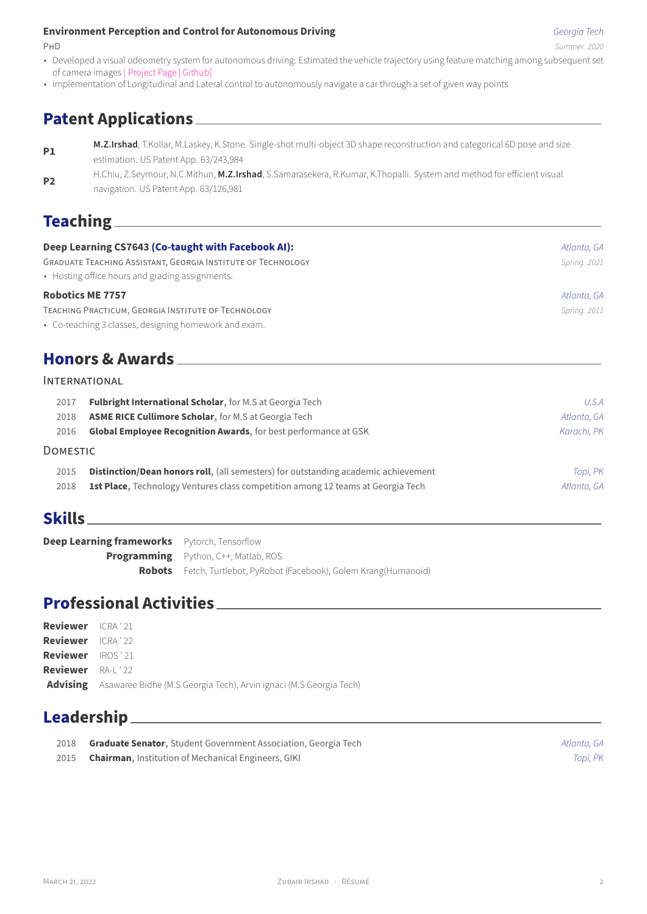**Environment Perception and Control for Autonomous Driving** — *Georgia Tech*
PhD — *Summer. 2020*

- Developed a visual odeometry system for autonomous driving: Estimated the vehicle trajectory using feature matching among subsequent set of camera images [ Project Page | Github]
- Implementation of Longitudinal and Lateral control to autonomously navigate a car through a set of given way points

## Patent Applications

**P1** **M.Z.Irshad**, T.Kollar, M.Laskey, K.Stone. Single-shot multi-object 3D shape reconstruction and categorical 6D pose and size estimation. US Patent App. 63/243,984

**P2** H.Chiu, Z.Seymour, N.C.Mithun, **M.Z.Irshad**, S.Samarasekera, R.Kumar, K.Thopalli. System and method for efficient visual navigation. US Patent App. 63/126,981

## Teaching

**Deep Learning CS7643 (Co-taught with Facebook AI):** — *Atlanta, GA*
Graduate Teaching Assistant, Georgia Institute of Technology — *Spring. 2021*

- Hosting office hours and grading assignments.

**Robotics ME 7757** — *Atlanta, GA*
Teaching Practicum, Georgia Institute of Technology — *Spring. 2011*

- Co-teaching 3 classes, designing homework and exam.

## Honors & Awards

### International

- 2017 **Fulbright International Scholar**, for M.S at Georgia Tech — *U.S.A*
- 2018 **ASME RICE Cullimore Scholar**, for M.S at Georgia Tech — *Atlanta, GA*
- 2016 **Global Employee Recognition Awards**, for best performance at GSK — *Karachi, PK*

### Domestic

- 2015 **Distinction/Dean honors roll**, (all semesters) for outstanding academic achievement — *Topi, PK*
- 2018 **1st Place**, Technology Ventures class competition among 12 teams at Georgia Tech — *Atlanta, GA*

## Skills

**Deep Learning frameworks** Pytorch, Tensorflow
**Programming** Python, C++, Matlab, ROS
**Robots** Fetch, Turtlebot, PyRobot (Facebook), Golem Krang(Humanoid)

## Professional Activities

**Reviewer** ICRA ' 21
**Reviewer** ICRA ' 22
**Reviewer** IROS ' 21
**Reviewer** RA-L ' 22
**Advising** Asawaree Bidhe (M.S Georgia Tech), Arvin ignaci (M.S Georgia Tech)

## Leadership

- 2018 **Graduate Senator**, Student Government Association, Georgia Tech — *Atlanta, GA*
- 2015 **Chairman**, Institution of Mechanical Engineers, GIKI — *Topi, PK*